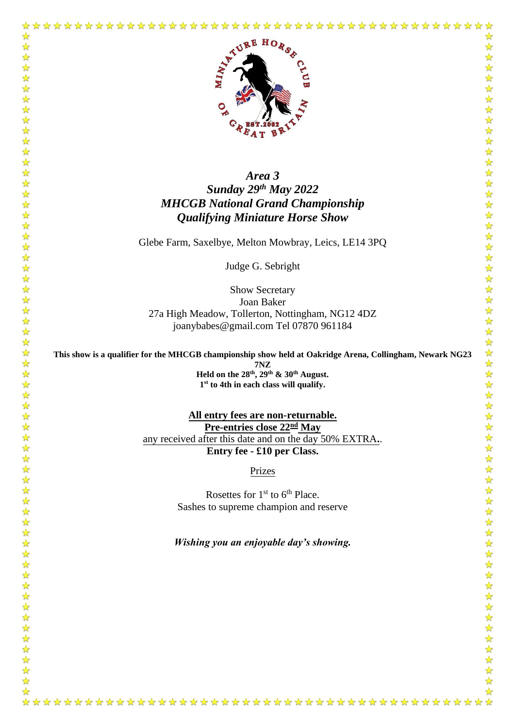***Area 3***
***Sunday 29th May 2022***
***MHCGB National Grand Championship***
***Qualifying Miniature Horse Show***

Glebe Farm, Saxelbye, Melton Mowbray, Leics, LE14 3PQ

Judge G. Sebright

Show Secretary
Joan Baker
27a High Meadow, Tollerton, Nottingham, NG12 4DZ
joanybabes@gmail.com Tel 07870 961184

**This show is a qualifier for the MHCGB championship show held at Oakridge Arena, Collingham, Newark NG23 7NZ**
**Held on the 28th, 29th & 30th August.**
**1st to 4th in each class will qualify.**

**All entry fees are non-returnable.**
**Pre-entries close 22nd May**
any received after this date and on the day 50% EXTRA..
**Entry fee - £10 per Class.**

Prizes

Rosettes for 1st to 6th Place.
Sashes to supreme champion and reserve

***Wishing you an enjoyable day's showing.***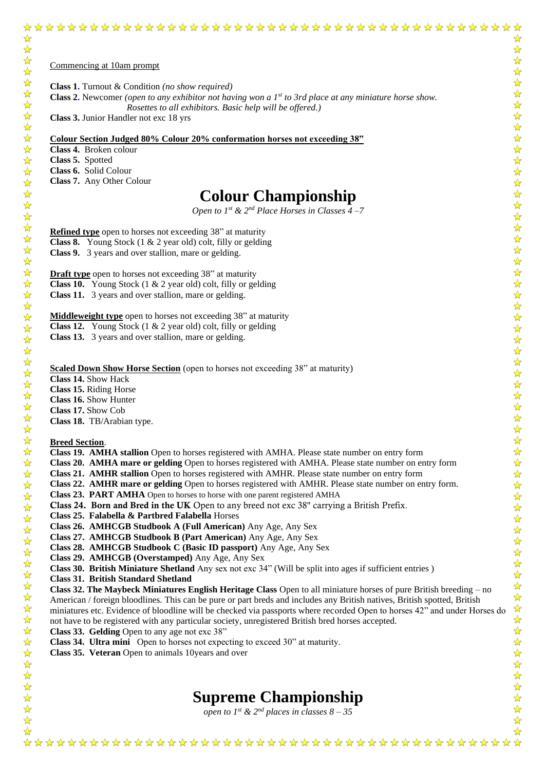Commencing at 10am prompt

**Class 1.** Turnout & Condition *(no show required)*

**Class 2.** Newcomer *(open to any exhibitor not having won a 1st to 3rd place at any miniature horse show. Rosettes to all exhibitors. Basic help will be offered.)*

**Class 3.** Junior Handler not exc 18 yrs

**Colour Section Judged 80% Colour 20% conformation horses not exceeding 38"**

**Class 4.** Broken colour
**Class 5.** Spotted
**Class 6.** Solid Colour
**Class 7.** Any Other Colour

# Colour Championship

*Open to 1st & 2nd Place Horses in Classes 4 –7*

**Refined type** open to horses not exceeding 38" at maturity
**Class 8.** Young Stock (1 & 2 year old) colt, filly or gelding
**Class 9.** 3 years and over stallion, mare or gelding.

**Draft type** open to horses not exceeding 38" at maturity
**Class 10.** Young Stock (1 & 2 year old) colt, filly or gelding
**Class 11.** 3 years and over stallion, mare or gelding.

**Middleweight type** open to horses not exceeding 38" at maturity
**Class 12.** Young Stock (1 & 2 year old) colt, filly or gelding
**Class 13.** 3 years and over stallion, mare or gelding.

**Scaled Down Show Horse Section** (open to horses not exceeding 38" at maturity)
**Class 14.** Show Hack
**Class 15.** Riding Horse
**Class 16.** Show Hunter
**Class 17.** Show Cob
**Class 18.** TB/Arabian type.

**Breed Section**.
**Class 19. AMHA stallion** Open to horses registered with AMHA. Please state number on entry form
**Class 20. AMHA mare or gelding** Open to horses registered with AMHA. Please state number on entry form
**Class 21. AMHR stallion** Open to horses registered with AMHR. Please state number on entry form
**Class 22. AMHR mare or gelding** Open to horses registered with AMHR. Please state number on entry form.
**Class 23. PART AMHA** Open to horses to horse with one parent registered AMHA
**Class 24. Born and Bred in the UK** Open to any breed not exc 38" carrying a British Prefix.
**Class 25. Falabella & Partbred Falabella** Horses
**Class 26. AMHCGB Studbook A (Full American)** Any Age, Any Sex
**Class 27. AMHCGB Studbook B (Part American)** Any Age, Any Sex
**Class 28. AMHCGB Studbook C (Basic ID passport)** Any Age, Any Sex
**Class 29. AMHCGB (Overstamped)** Any Age, Any Sex
**Class 30. British Miniature Shetland** Any sex not exc 34" (Will be split into ages if sufficient entries )
**Class 31. British Standard Shetland**
**Class 32. The Maybeck Miniatures English Heritage Class** Open to all miniature horses of pure British breeding – no American / foreign bloodlines. This can be pure or part breds and includes any British natives, British spotted, British miniatures etc. Evidence of bloodline will be checked via passports where recorded Open to horses 42" and under Horses do not have to be registered with any particular society, unregistered British bred horses accepted.
**Class 33. Gelding** Open to any age not exc 38"
**Class 34. Ultra mini** Open to horses not expecting to exceed 30" at maturity.
**Class 35. Veteran** Open to animals 10years and over

# Supreme Championship

*open to 1st & 2nd places in classes 8 – 35*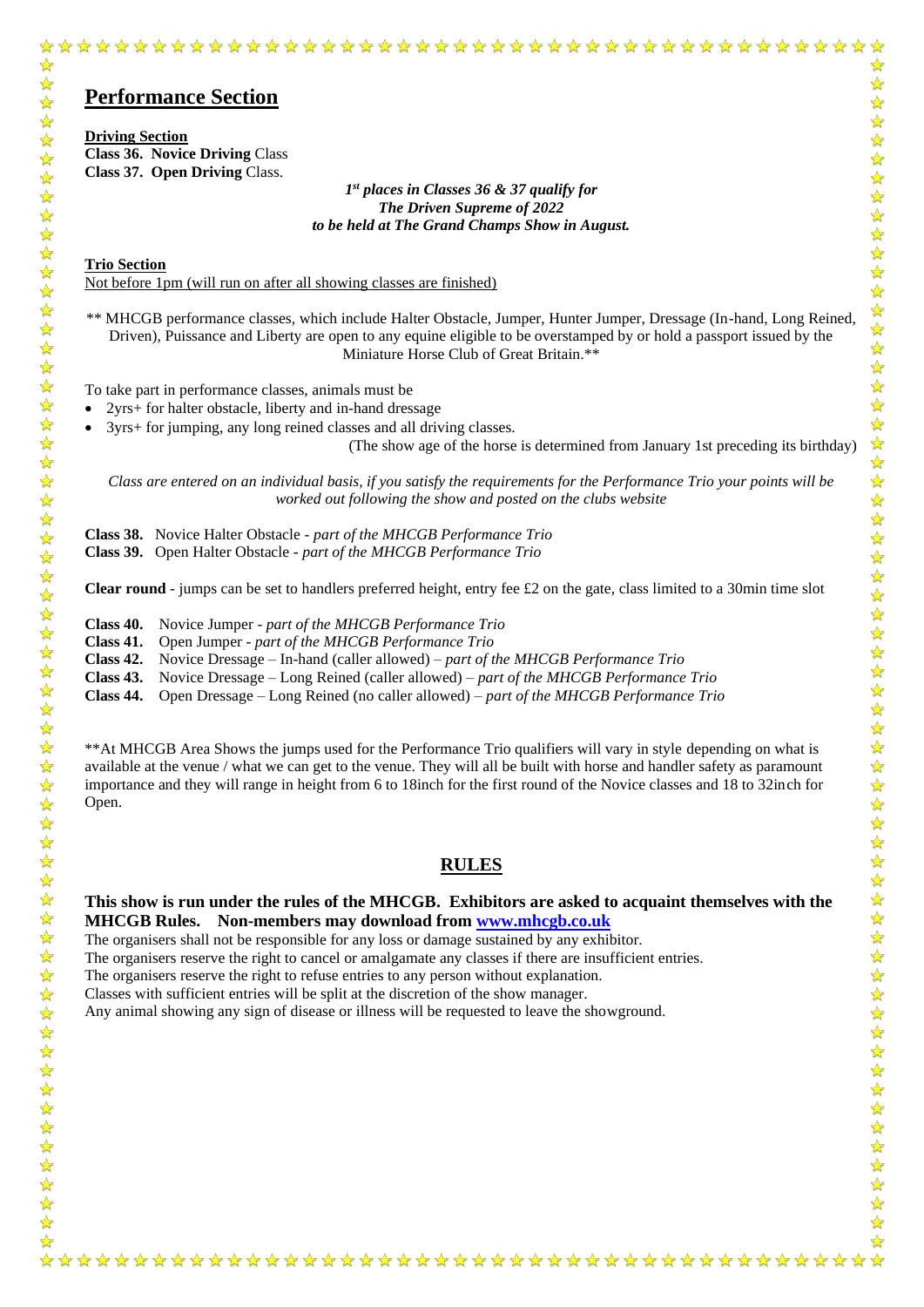# Performance Section

**Driving Section**
**Class 36. Novice Driving** Class
**Class 37. Open Driving** Class.

***1st places in Classes 36 & 37 qualify for The Driven Supreme of 2022 to be held at The Grand Champs Show in August.***

**Trio Section**
Not before 1pm (will run on after all showing classes are finished)

** MHCGB performance classes, which include Halter Obstacle, Jumper, Hunter Jumper, Dressage (In-hand, Long Reined, Driven), Puissance and Liberty are open to any equine eligible to be overstamped by or hold a passport issued by the Miniature Horse Club of Great Britain.**

To take part in performance classes, animals must be

- 2yrs+ for halter obstacle, liberty and in-hand dressage
- 3yrs+ for jumping, any long reined classes and all driving classes.

(The show age of the horse is determined from January 1st preceding its birthday)

*Class are entered on an individual basis, if you satisfy the requirements for the Performance Trio your points will be worked out following the show and posted on the clubs website*

**Class 38.** Novice Halter Obstacle - *part of the MHCGB Performance Trio*
**Class 39.** Open Halter Obstacle - *part of the MHCGB Performance Trio*

**Clear round** - jumps can be set to handlers preferred height, entry fee £2 on the gate, class limited to a 30min time slot

**Class 40.** Novice Jumper - *part of the MHCGB Performance Trio*
**Class 41.** Open Jumper - *part of the MHCGB Performance Trio*
**Class 42.** Novice Dressage – In-hand (caller allowed) – *part of the MHCGB Performance Trio*
**Class 43.** Novice Dressage – Long Reined (caller allowed) – *part of the MHCGB Performance Trio*
**Class 44.** Open Dressage – Long Reined (no caller allowed) – *part of the MHCGB Performance Trio*

**At MHCGB Area Shows the jumps used for the Performance Trio qualifiers will vary in style depending on what is available at the venue / what we can get to the venue. They will all be built with horse and handler safety as paramount importance and they will range in height from 6 to 18inch for the first round of the Novice classes and 18 to 32inch for Open.

## RULES

**This show is run under the rules of the MHCGB. Exhibitors are asked to acquaint themselves with the MHCGB Rules. Non-members may download from www.mhcgb.co.uk**

The organisers shall not be responsible for any loss or damage sustained by any exhibitor.
The organisers reserve the right to cancel or amalgamate any classes if there are insufficient entries.
The organisers reserve the right to refuse entries to any person without explanation.
Classes with sufficient entries will be split at the discretion of the show manager.
Any animal showing any sign of disease or illness will be requested to leave the showground.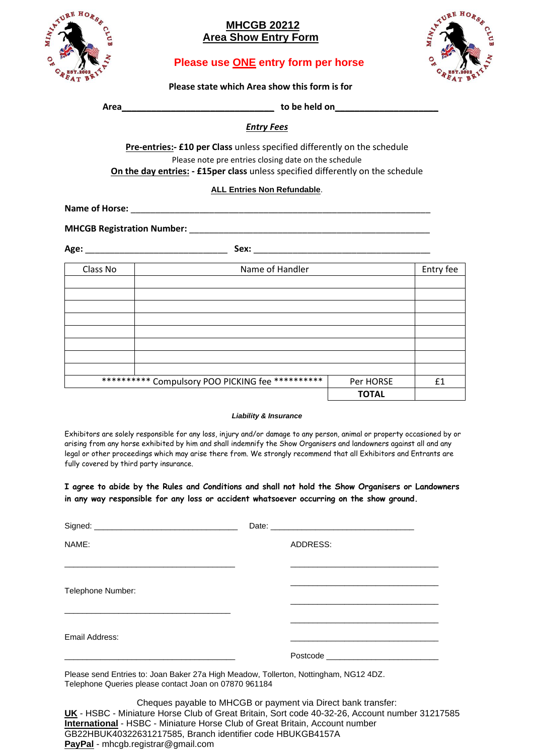# MHCGB 20212
## Area Show Entry Form

**Please use ONE entry form per horse**

**Please state which Area show this form is for**

**Area**_______________________________ **to be held on**____________________

***Entry Fees***

**Pre-entries:- £10 per Class** unless specified differently on the schedule
Please note pre entries closing date on the schedule
**On the day entries: - £15per class** unless specified differently on the schedule

**ALL Entries Non Refundable**.

**Name of Horse:** _____________________________________________________________

**MHCGB Registration Number:** ____________________________________________________

**Age:** _____________________________ **Sex:** ____________________________________

| Class No | Name of Handler | | Entry fee |
|---|---|---|---|
| | | | |
| | | | |
| | | | |
| | | | |
| | | | |
| | | | |
| | | | |
| | | | |
| ********** Compulsory POO PICKING fee ********** | | Per HORSE | £1 |
| | | **TOTAL** | |

***Liability & Insurance***

Exhibitors are solely responsible for any loss, injury and/or damage to any person, animal or property occasioned by or arising from any horse exhibited by him and shall indemnify the Show Organisers and landowners against all and any legal or other proceedings which may arise there from. We strongly recommend that all Exhibitors and Entrants are fully covered by third party insurance.

**I agree to abide by the Rules and Conditions and shall not hold the Show Organisers or Landowners in any way responsible for any loss or accident whatsoever occurring on the show ground.**

Signed: _______________________________ Date: _______________________________

NAME:

____________________________________

Telephone Number:

____________________________________

Email Address:

____________________________________

ADDRESS:

________________________________

________________________________

________________________________

________________________________

________________________________

Postcode ________________________

Please send Entries to: Joan Baker 27a High Meadow, Tollerton, Nottingham, NG12 4DZ.
Telephone Queries please contact Joan on 07870 961184

Cheques payable to MHCGB or payment via Direct bank transfer:
**UK** - HSBC - Miniature Horse Club of Great Britain, Sort code 40-32-26, Account number 31217585
**International** - HSBC - Miniature Horse Club of Great Britain, Account number GB22HBUK40322631217585, Branch identifier code HBUKGB4157A
**PayPal** - mhcgb.registrar@gmail.com